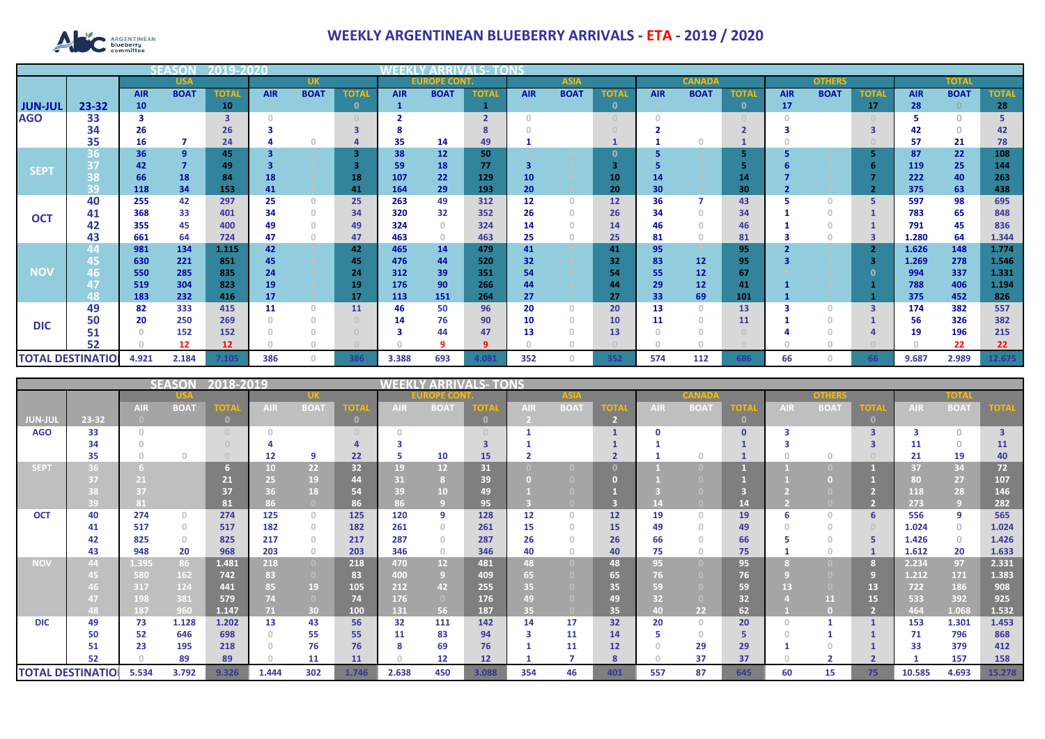# WEEKLY ARGENTINEAN BLUEBERRY ARRIVALS - ETA - 2019 / 2020

## SEASON 2019-2020 — WEEKLY ARRIVALS- TONS

| | | USA | | | UK | | | EUROPE CONT. | | | ASIA | | | CANADA | | | OTHERS | | | TOTAL | | |
|---|---|---|---|---|---|---|---|---|---|---|---|---|---|---|---|---|---|---|---|---|---|---|
| | | AIR | BOAT | TOTAL | AIR | BOAT | TOTAL | AIR | BOAT | TOTAL | AIR | BOAT | TOTAL | AIR | BOAT | TOTAL | AIR | BOAT | TOTAL | AIR | BOAT | TOTAL |
| JUN-JUL | 23-32 | 10 | | 10 | 0 | | 0 | 1 | | 1 | 0 | | 0 | 0 | | 0 | 17 | | 17 | 28 | 0 | 28 |
| AGO | 33 | 3 | | 3 | 0 | | 0 | 2 | | 2 | 0 | | 0 | 0 | | 0 | 0 | | 0 | 5 | 0 | 5 |
| | 34 | 26 | | 26 | 3 | | 3 | 8 | | 8 | 0 | | 0 | 2 | | 2 | 3 | | 3 | 42 | 0 | 42 |
| | 35 | 16 | 7 | 24 | 4 | 0 | 4 | 35 | 14 | 49 | 1 | | 1 | 1 | 0 | 1 | 0 | | 0 | 57 | 21 | 78 |
| SEPT | 36 | 36 | 9 | 45 | 3 | 0 | 3 | 38 | 12 | 50 | 0 | 0 | 0 | 5 | 0 | 5 | 5 | 0 | 5 | 87 | 22 | 108 |
| | 37 | 42 | 7 | 49 | 3 | 0 | 3 | 59 | 18 | 77 | 3 | 0 | 3 | 5 | 0 | 5 | 6 | 0 | 6 | 119 | 25 | 144 |
| | 38 | 66 | 18 | 84 | 18 | 0 | 18 | 107 | 22 | 129 | 10 | 0 | 10 | 14 | 0 | 14 | 7 | 0 | 7 | 222 | 40 | 263 |
| | 39 | 118 | 34 | 153 | 41 | 0 | 41 | 164 | 29 | 193 | 20 | 0 | 20 | 30 | 0 | 30 | 2 | 0 | 2 | 375 | 63 | 438 |
| OCT | 40 | 255 | 42 | 297 | 25 | 0 | 25 | 263 | 49 | 312 | 12 | 0 | 12 | 36 | 7 | 43 | 5 | 0 | 5 | 597 | 98 | 695 |
| | 41 | 368 | 33 | 401 | 34 | 0 | 34 | 320 | 32 | 352 | 26 | 0 | 26 | 34 | 0 | 34 | 1 | 0 | 1 | 783 | 65 | 848 |
| | 42 | 355 | 45 | 400 | 49 | 0 | 49 | 324 | 0 | 324 | 14 | 0 | 14 | 46 | 0 | 46 | 1 | 0 | 1 | 791 | 45 | 836 |
| | 43 | 661 | 64 | 724 | 47 | 0 | 47 | 463 | 0 | 463 | 25 | 0 | 25 | 81 | 0 | 81 | 3 | 0 | 3 | 1.280 | 64 | 1.344 |
| NOV | 44 | 981 | 134 | 1.115 | 42 | 0 | 42 | 465 | 14 | 479 | 41 | 0 | 41 | 95 | 0 | 95 | 2 | 0 | 2 | 1.626 | 148 | 1.774 |
| | 45 | 630 | 221 | 851 | 45 | 0 | 45 | 476 | 44 | 520 | 32 | 0 | 32 | 83 | 12 | 95 | 3 | 0 | 3 | 1.269 | 278 | 1.546 |
| | 46 | 550 | 285 | 835 | 24 | 0 | 24 | 312 | 39 | 351 | 54 | 0 | 54 | 55 | 12 | 67 | 0 | 0 | 0 | 994 | 337 | 1.331 |
| | 47 | 519 | 304 | 823 | 19 | 0 | 19 | 176 | 90 | 266 | 44 | 0 | 44 | 29 | 12 | 41 | 1 | 0 | 1 | 788 | 406 | 1.194 |
| | 48 | 183 | 232 | 416 | 17 | 0 | 17 | 113 | 151 | 264 | 27 | 0 | 27 | 33 | 69 | 101 | 1 | 0 | 1 | 375 | 452 | 826 |
| DIC | 49 | 82 | 333 | 415 | 11 | 0 | 11 | 46 | 50 | 96 | 20 | 0 | 20 | 13 | 0 | 13 | 3 | 0 | 3 | 174 | 382 | 557 |
| | 50 | 20 | 250 | 269 | 0 | 0 | 0 | 14 | 76 | 90 | 10 | 0 | 10 | 11 | 0 | 11 | 1 | 0 | 1 | 56 | 326 | 382 |
| | 51 | 0 | 152 | 152 | 0 | 0 | 0 | 3 | 44 | 47 | 13 | 0 | 13 | 0 | 0 | 0 | 4 | 0 | 4 | 19 | 196 | 215 |
| | 52 | 0 | 12 | 12 | 0 | 0 | 0 | 0 | 9 | 9 | 0 | 0 | 0 | 0 | 0 | 0 | 0 | 0 | 0 | 0 | 22 | 22 |
| TOTAL DESTINATIO | | 4.921 | 2.184 | 7.105 | 386 | 0 | 386 | 3.388 | 693 | 4.081 | 352 | 0 | 352 | 574 | 112 | 686 | 66 | 0 | 66 | 9.687 | 2.989 | 12.675 |

## SEASON 2018-2019 — WEEKLY ARRIVALS- TONS

| | | USA | | | UK | | | EUROPE CONT. | | | ASIA | | | CANADA | | | OTHERS | | | TOTAL | | |
|---|---|---|---|---|---|---|---|---|---|---|---|---|---|---|---|---|---|---|---|---|---|---|
| | | AIR | BOAT | TOTAL | AIR | BOAT | TOTAL | AIR | BOAT | TOTAL | AIR | BOAT | TOTAL | AIR | BOAT | TOTAL | AIR | BOAT | TOTAL | AIR | BOAT | TOTAL |
| JUN-JUL | 23-32 | 0 | | 0 | | | 0 | | | 0 | 2 | | 2 | | | 0 | | | 0 | | | |
| AGO | 33 | 0 | | 0 | 0 | | 0 | 0 | | 0 | 1 | | 1 | 0 | | 0 | 3 | | 3 | 3 | 0 | 3 |
| | 34 | 0 | | 0 | 4 | | 4 | 3 | | 3 | 1 | | 1 | 1 | | 1 | 3 | | 3 | 11 | 0 | 11 |
| | 35 | 0 | 0 | 0 | 12 | 9 | 22 | 5 | 10 | 15 | 2 | | 2 | 1 | 0 | 1 | 0 | 0 | 0 | 21 | 19 | 40 |
| SEPT | 36 | 6 | | 6 | 10 | 22 | 32 | 19 | 12 | 31 | 0 | 0 | 0 | 1 | 0 | 1 | 1 | 0 | 1 | 37 | 34 | 72 |
| | 37 | 21 | | 21 | 25 | 19 | 44 | 31 | 8 | 39 | 0 | 0 | 0 | 1 | 0 | 1 | 1 | 0 | 1 | 80 | 27 | 107 |
| | 38 | 37 | | 37 | 36 | 18 | 54 | 39 | 10 | 49 | 1 | 0 | 1 | 3 | 0 | 3 | 2 | 0 | 2 | 118 | 28 | 146 |
| | 39 | 81 | | 81 | 86 | 0 | 86 | 86 | 9 | 95 | 3 | 0 | 3 | 14 | 0 | 14 | 2 | 0 | 2 | 273 | 9 | 282 |
| OCT | 40 | 274 | 0 | 274 | 125 | 0 | 125 | 120 | 9 | 128 | 12 | 0 | 12 | 19 | 0 | 19 | 6 | 0 | 6 | 556 | 9 | 565 |
| | 41 | 517 | 0 | 517 | 182 | 0 | 182 | 261 | 0 | 261 | 15 | 0 | 15 | 49 | 0 | 49 | 0 | 0 | 0 | 1.024 | 0 | 1.024 |
| | 42 | 825 | 0 | 825 | 217 | 0 | 217 | 287 | 0 | 287 | 26 | 0 | 26 | 66 | 0 | 66 | 5 | 0 | 5 | 1.426 | 0 | 1.426 |
| | 43 | 948 | 20 | 968 | 203 | 0 | 203 | 346 | 0 | 346 | 40 | 0 | 40 | 75 | 0 | 75 | 1 | 0 | 1 | 1.612 | 20 | 1.633 |
| NOV | 44 | 1.395 | 86 | 1.481 | 218 | 0 | 218 | 470 | 12 | 481 | 48 | 0 | 48 | 95 | 0 | 95 | 8 | 0 | 8 | 2.234 | 97 | 2.331 |
| | 45 | 580 | 162 | 742 | 83 | 0 | 83 | 400 | 9 | 409 | 65 | 0 | 65 | 76 | 0 | 76 | 9 | 0 | 9 | 1.212 | 171 | 1.383 |
| | 46 | 317 | 124 | 441 | 85 | 19 | 105 | 212 | 42 | 255 | 35 | 0 | 35 | 59 | 0 | 59 | 13 | 0 | 13 | 722 | 186 | 908 |
| | 47 | 198 | 381 | 579 | 74 | 0 | 74 | 176 | 0 | 176 | 49 | 0 | 49 | 32 | 0 | 32 | 4 | 11 | 15 | 533 | 392 | 925 |
| | 48 | 187 | 960 | 1.147 | 71 | 30 | 100 | 131 | 56 | 187 | 35 | 0 | 35 | 40 | 22 | 62 | 1 | 0 | 2 | 464 | 1.068 | 1.532 |
| DIC | 49 | 73 | 1.128 | 1.202 | 13 | 43 | 56 | 32 | 111 | 142 | 14 | 17 | 32 | 20 | 0 | 20 | 0 | 1 | 1 | 153 | 1.301 | 1.453 |
| | 50 | 52 | 646 | 698 | 0 | 55 | 55 | 11 | 83 | 94 | 3 | 11 | 14 | 5 | 0 | 5 | 0 | 1 | 1 | 71 | 796 | 868 |
| | 51 | 23 | 195 | 218 | 0 | 76 | 76 | 8 | 69 | 76 | 1 | 11 | 12 | 0 | 29 | 29 | 1 | 0 | 1 | 33 | 379 | 412 |
| | 52 | 0 | 89 | 89 | 0 | 11 | 11 | 0 | 12 | 12 | 1 | 7 | 8 | 0 | 37 | 37 | 0 | 2 | 2 | 1 | 157 | 158 |
| TOTAL DESTINATIO | | 5.534 | 3.792 | 9.326 | 1.444 | 302 | 1.746 | 2.638 | 450 | 3.088 | 354 | 46 | 401 | 557 | 87 | 645 | 60 | 15 | 75 | 10.585 | 4.693 | 15.278 |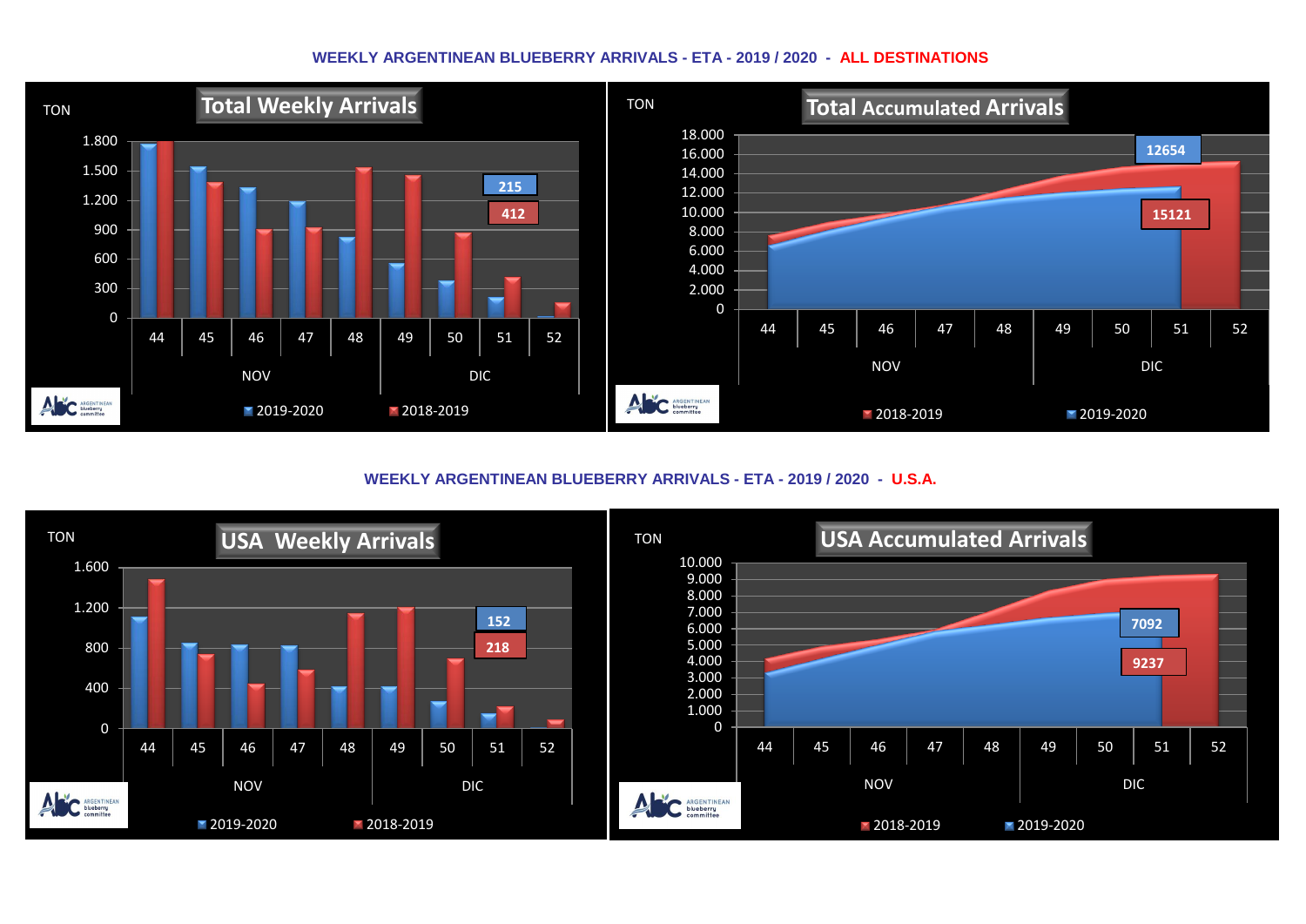**WEEKLY ARGENTINEAN BLUEBERRY ARRIVALS - ETA - 2019 / 2020 - ALL DESTINATIONS**

**Total Weekly Arrivals**

TON

1.800, 1.500, 1.200, 900, 600, 300, 0

Weeks: 44, 45, 46, 47, 48 (NOV); 49, 50, 51, 52 (DIC)

215

412

2019-2020 | 2018-2019

**Total Accumulated Arrivals**

TON

18.000, 16.000, 14.000, 12.000, 10.000, 8.000, 6.000, 4.000, 2.000, 0

Weeks: 44, 45, 46, 47, 48 (NOV); 49, 50, 51, 52 (DIC)

12654

15121

2018-2019 | 2019-2020

**WEEKLY ARGENTINEAN BLUEBERRY ARRIVALS - ETA - 2019 / 2020 - U.S.A.**

**USA Weekly Arrivals**

TON

1.600, 1.200, 800, 400, 0

Weeks: 44, 45, 46, 47, 48 (NOV); 49, 50, 51, 52 (DIC)

152

218

2019-2020 | 2018-2019

**USA Accumulated Arrivals**

TON

10.000, 9.000, 8.000, 7.000, 6.000, 5.000, 4.000, 3.000, 2.000, 1.000, 0

Weeks: 44, 45, 46, 47, 48 (NOV); 49, 50, 51, 52 (DIC)

7092

9237

2018-2019 | 2019-2020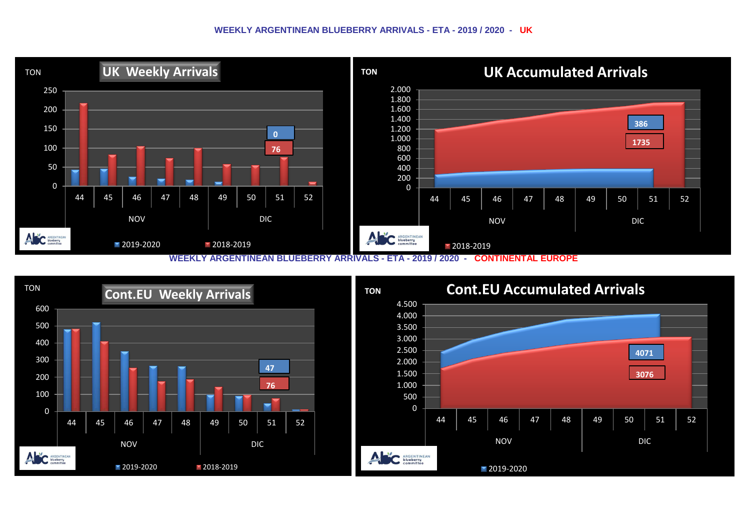## WEEKLY ARGENTINEAN BLUEBERRY ARRIVALS - ETA - 2019 / 2020 - UK

**UK Weekly Arrivals**

TON

250
200
150
100
50
0

44 45 46 47 48 49 50 51 52

NOV DIC

0
76

2019-2020 2018-2019

**UK Accumulated Arrivals**

TON

2.000
1.800
1.600
1.400
1.200
1.000
800
600
400
200
0

44 45 46 47 48 49 50 51 52

NOV DIC

386
1735

2018-2019

## WEEKLY ARGENTINEAN BLUEBERRY ARRIVALS - ETA - 2019 / 2020 - CONTINENTAL EUROPE

**Cont.EU Weekly Arrivals**

TON

600
500
400
300
200
100
0

44 45 46 47 48 49 50 51 52

NOV DIC

47
76

2019-2020 2018-2019

**Cont.EU Accumulated Arrivals**

TON

4.500
4.000
3.500
3.000
2.500
2.000
1.500
1.000
500
0

44 45 46 47 48 49 50 51 52

NOV DIC

4071
3076

2019-2020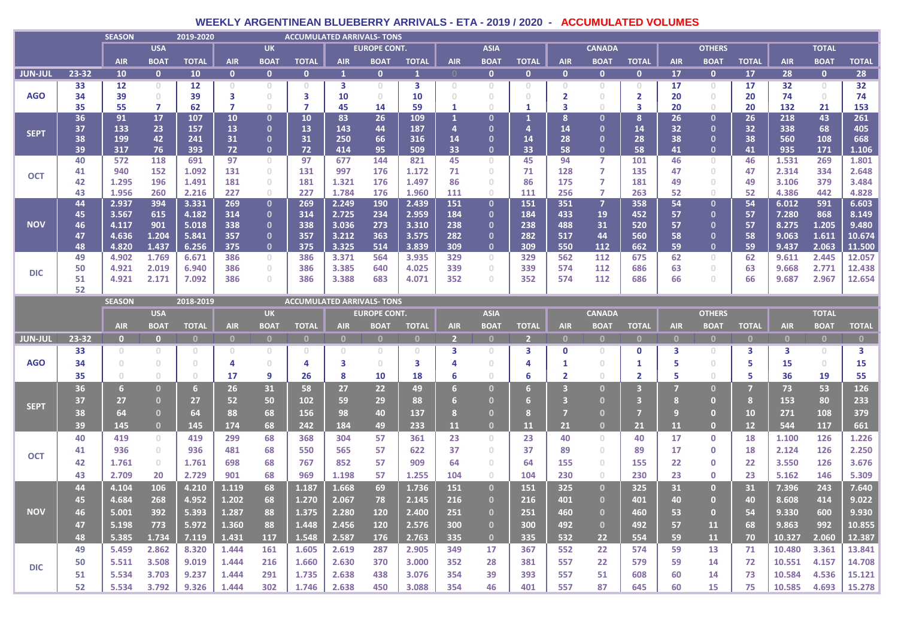# WEEKLY ARGENTINEAN BLUEBERRY ARRIVALS - ETA - 2019 / 2020 - ACCUMULATED VOLUMES

| SEASON | 2019-2020 | ACCUMULATED ARRIVALS- TONS | | | | | | | | | | | | | | | | | | | | |
|---|---|---|---|---|---|---|---|---|---|---|---|---|---|---|---|---|---|---|---|---|---|---|
| | | USA | | | UK | | | EUROPE CONT. | | | ASIA | | | CANADA | | | OTHERS | | | TOTAL | | |
| | | AIR | BOAT | TOTAL | AIR | BOAT | TOTAL | AIR | BOAT | TOTAL | AIR | BOAT | TOTAL | AIR | BOAT | TOTAL | AIR | BOAT | TOTAL | AIR | BOAT | TOTAL |
| JUN-JUL | 23-32 | 10 | 0 | 10 | 0 | 0 | 0 | 1 | 0 | 1 | 0 | 0 | 0 | 0 | 0 | 0 | 17 | 0 | 17 | 28 | 0 | 28 |
| AGO | 33 | 12 | 0 | 12 | 0 | 0 | 0 | 3 | 0 | 3 | 0 | 0 | 0 | 0 | 0 | 0 | 17 | 0 | 17 | 32 | 0 | 32 |
| | 34 | 39 | 0 | 39 | 3 | 0 | 3 | 10 | 0 | 10 | 0 | 0 | 0 | 2 | 0 | 2 | 20 | 0 | 20 | 74 | 0 | 74 |
| | 35 | 55 | 7 | 62 | 7 | 0 | 7 | 45 | 14 | 59 | 1 | 0 | 1 | 3 | 0 | 3 | 20 | 0 | 20 | 132 | 21 | 153 |
| SEPT | 36 | 91 | 17 | 107 | 10 | 0 | 10 | 83 | 26 | 109 | 1 | 0 | 1 | 8 | 0 | 8 | 26 | 0 | 26 | 218 | 43 | 261 |
| | 37 | 133 | 23 | 157 | 13 | 0 | 13 | 143 | 44 | 187 | 4 | 0 | 4 | 14 | 0 | 14 | 32 | 0 | 32 | 338 | 68 | 405 |
| | 38 | 199 | 42 | 241 | 31 | 0 | 31 | 250 | 66 | 316 | 14 | 0 | 14 | 28 | 0 | 28 | 38 | 0 | 38 | 560 | 108 | 668 |
| | 39 | 317 | 76 | 393 | 72 | 0 | 72 | 414 | 95 | 509 | 33 | 0 | 33 | 58 | 0 | 58 | 41 | 0 | 41 | 935 | 171 | 1.106 |
| OCT | 40 | 572 | 118 | 691 | 97 | 0 | 97 | 677 | 144 | 821 | 45 | 0 | 45 | 94 | 7 | 101 | 46 | 0 | 46 | 1.531 | 269 | 1.801 |
| | 41 | 940 | 152 | 1.092 | 131 | 0 | 131 | 997 | 176 | 1.172 | 71 | 0 | 71 | 128 | 7 | 135 | 47 | 0 | 47 | 2.314 | 334 | 2.648 |
| | 42 | 1.295 | 196 | 1.491 | 181 | 0 | 181 | 1.321 | 176 | 1.497 | 86 | 0 | 86 | 175 | 7 | 181 | 49 | 0 | 49 | 3.106 | 379 | 3.484 |
| | 43 | 1.956 | 260 | 2.216 | 227 | 0 | 227 | 1.784 | 176 | 1.960 | 111 | 0 | 111 | 256 | 7 | 263 | 52 | 0 | 52 | 4.386 | 442 | 4.828 |
| NOV | 44 | 2.937 | 394 | 3.331 | 269 | 0 | 269 | 2.249 | 190 | 2.439 | 151 | 0 | 151 | 351 | 7 | 358 | 54 | 0 | 54 | 6.012 | 591 | 6.603 |
| | 45 | 3.567 | 615 | 4.182 | 314 | 0 | 314 | 2.725 | 234 | 2.959 | 184 | 0 | 184 | 433 | 19 | 452 | 57 | 0 | 57 | 7.280 | 868 | 8.149 |
| | 46 | 4.117 | 901 | 5.018 | 338 | 0 | 338 | 3.036 | 273 | 3.310 | 238 | 0 | 238 | 488 | 31 | 520 | 57 | 0 | 57 | 8.275 | 1.205 | 9.480 |
| | 47 | 4.636 | 1.204 | 5.841 | 357 | 0 | 357 | 3.212 | 363 | 3.575 | 282 | 0 | 282 | 517 | 44 | 560 | 58 | 0 | 58 | 9.063 | 1.611 | 10.674 |
| | 48 | 4.820 | 1.437 | 6.256 | 375 | 0 | 375 | 3.325 | 514 | 3.839 | 309 | 0 | 309 | 550 | 112 | 662 | 59 | 0 | 59 | 9.437 | 2.063 | 11.500 |
| DIC | 49 | 4.902 | 1.769 | 6.671 | 386 | 0 | 386 | 3.371 | 564 | 3.935 | 329 | 0 | 329 | 562 | 112 | 675 | 62 | 0 | 62 | 9.611 | 2.445 | 12.057 |
| | 50 | 4.921 | 2.019 | 6.940 | 386 | 0 | 386 | 3.385 | 640 | 4.025 | 339 | 0 | 339 | 574 | 112 | 686 | 63 | 0 | 63 | 9.668 | 2.771 | 12.438 |
| | 51 | 4.921 | 2.171 | 7.092 | 386 | 0 | 386 | 3.388 | 683 | 4.071 | 352 | 0 | 352 | 574 | 112 | 686 | 66 | 0 | 66 | 9.687 | 2.967 | 12.654 |
| | 52 | | | | | | | | | | | | | | | | | | | | | |

| SEASON | 2018-2019 | ACCUMULATED ARRIVALS- TONS | | | | | | | | | | | | | | | | | | | | |
|---|---|---|---|---|---|---|---|---|---|---|---|---|---|---|---|---|---|---|---|---|---|---|
| | | USA | | | UK | | | EUROPE CONT. | | | ASIA | | | CANADA | | | OTHERS | | | TOTAL | | |
| | | AIR | BOAT | TOTAL | AIR | BOAT | TOTAL | AIR | BOAT | TOTAL | AIR | BOAT | TOTAL | AIR | BOAT | TOTAL | AIR | BOAT | TOTAL | AIR | BOAT | TOTAL |
| JUN-JUL | 23-32 | 0 | 0 | 0 | 0 | 0 | 0 | 0 | 0 | 0 | 2 | 0 | 2 | 0 | 0 | 0 | 0 | 0 | 0 | 0 | 0 | 0 |
| AGO | 33 | 0 | 0 | 0 | 0 | 0 | 0 | 0 | 0 | 0 | 3 | 0 | 3 | 0 | 0 | 0 | 3 | 0 | 3 | 3 | 0 | 3 |
| | 34 | 0 | 0 | 0 | 4 | 0 | 4 | 3 | 0 | 3 | 4 | 0 | 4 | 1 | 0 | 1 | 5 | 0 | 5 | 15 | 0 | 15 |
| | 35 | 0 | 0 | 0 | 17 | 9 | 26 | 8 | 10 | 18 | 6 | 0 | 6 | 2 | 0 | 2 | 5 | 0 | 5 | 36 | 19 | 55 |
| SEPT | 36 | 6 | 0 | 6 | 26 | 31 | 58 | 27 | 22 | 49 | 6 | 0 | 6 | 3 | 0 | 3 | 7 | 0 | 7 | 73 | 53 | 126 |
| | 37 | 27 | 0 | 27 | 52 | 50 | 102 | 59 | 29 | 88 | 6 | 0 | 6 | 3 | 0 | 3 | 8 | 0 | 8 | 153 | 80 | 233 |
| | 38 | 64 | 0 | 64 | 88 | 68 | 156 | 98 | 40 | 137 | 8 | 0 | 8 | 7 | 0 | 7 | 9 | 0 | 10 | 271 | 108 | 379 |
| | 39 | 145 | 0 | 145 | 174 | 68 | 242 | 184 | 49 | 233 | 11 | 0 | 11 | 21 | 0 | 21 | 11 | 0 | 12 | 544 | 117 | 661 |
| OCT | 40 | 419 | 0 | 419 | 299 | 68 | 368 | 304 | 57 | 361 | 23 | 0 | 23 | 40 | 0 | 40 | 17 | 0 | 18 | 1.100 | 126 | 1.226 |
| | 41 | 936 | 0 | 936 | 481 | 68 | 550 | 565 | 57 | 622 | 37 | 0 | 37 | 89 | 0 | 89 | 17 | 0 | 18 | 2.124 | 126 | 2.250 |
| | 42 | 1.761 | 0 | 1.761 | 698 | 68 | 767 | 852 | 57 | 909 | 64 | 0 | 64 | 155 | 0 | 155 | 22 | 0 | 22 | 3.550 | 126 | 3.676 |
| | 43 | 2.709 | 20 | 2.729 | 901 | 68 | 969 | 1.198 | 57 | 1.255 | 104 | 0 | 104 | 230 | 0 | 230 | 23 | 0 | 23 | 5.162 | 146 | 5.309 |
| NOV | 44 | 4.104 | 106 | 4.210 | 1.119 | 68 | 1.187 | 1.668 | 69 | 1.736 | 151 | 0 | 151 | 325 | 0 | 325 | 31 | 0 | 31 | 7.396 | 243 | 7.640 |
| | 45 | 4.684 | 268 | 4.952 | 1.202 | 68 | 1.270 | 2.067 | 78 | 2.145 | 216 | 0 | 216 | 401 | 0 | 401 | 40 | 0 | 40 | 8.608 | 414 | 9.022 |
| | 46 | 5.001 | 392 | 5.393 | 1.287 | 88 | 1.375 | 2.280 | 120 | 2.400 | 251 | 0 | 251 | 460 | 0 | 460 | 53 | 0 | 54 | 9.330 | 600 | 9.930 |
| | 47 | 5.198 | 773 | 5.972 | 1.360 | 88 | 1.448 | 2.456 | 120 | 2.576 | 300 | 0 | 300 | 492 | 0 | 492 | 57 | 11 | 68 | 9.863 | 992 | 10.855 |
| | 48 | 5.385 | 1.734 | 7.119 | 1.431 | 117 | 1.548 | 2.587 | 176 | 2.763 | 335 | 0 | 335 | 532 | 22 | 554 | 59 | 11 | 70 | 10.327 | 2.060 | 12.387 |
| DIC | 49 | 5.459 | 2.862 | 8.320 | 1.444 | 161 | 1.605 | 2.619 | 287 | 2.905 | 349 | 17 | 367 | 552 | 22 | 574 | 59 | 13 | 71 | 10.480 | 3.361 | 13.841 |
| | 50 | 5.511 | 3.508 | 9.019 | 1.444 | 216 | 1.660 | 2.630 | 370 | 3.000 | 352 | 28 | 381 | 557 | 22 | 579 | 59 | 14 | 72 | 10.551 | 4.157 | 14.708 |
| | 51 | 5.534 | 3.703 | 9.237 | 1.444 | 291 | 1.735 | 2.638 | 438 | 3.076 | 354 | 39 | 393 | 557 | 51 | 608 | 60 | 14 | 73 | 10.584 | 4.536 | 15.121 |
| | 52 | 5.534 | 3.792 | 9.326 | 1.444 | 302 | 1.746 | 2.638 | 450 | 3.088 | 354 | 46 | 401 | 557 | 87 | 645 | 60 | 15 | 75 | 10.585 | 4.693 | 15.278 |